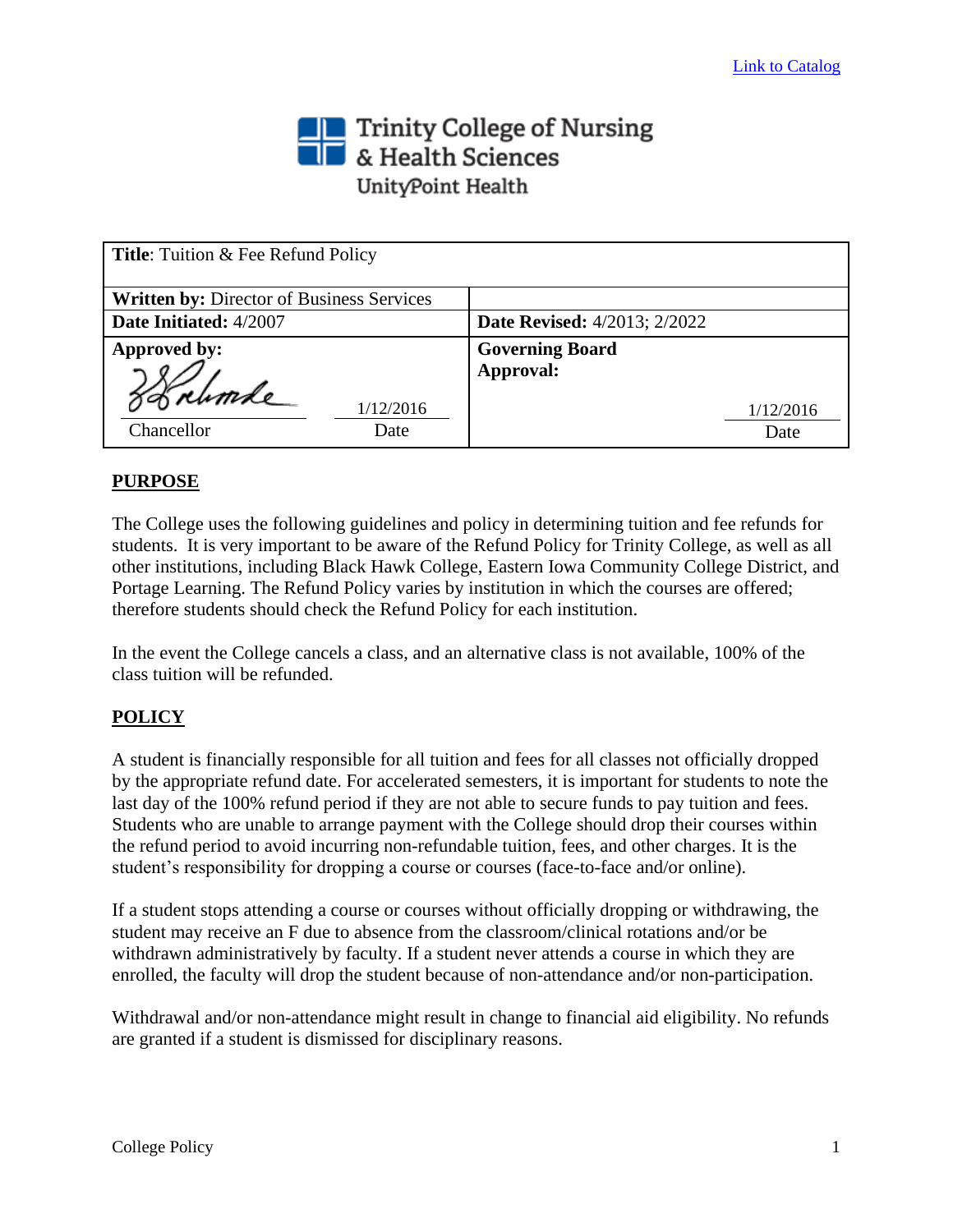Link to Catalog

Trinity College of Nursing & Health Sciences
UnityPoint Health

| **Title**: Tuition & Fee Refund Policy | |
|---|---|
| **Written by:** Director of Business Services | |
| **Date Initiated:** 4/2007 | **Date Revised:** 4/2013; 2/2022 |
| **Approved by:** Chancellor — Date: 1/12/2016 | **Governing Board Approval:** Date: 1/12/2016 |

## PURPOSE

The College uses the following guidelines and policy in determining tuition and fee refunds for students. It is very important to be aware of the Refund Policy for Trinity College, as well as all other institutions, including Black Hawk College, Eastern Iowa Community College District, and Portage Learning. The Refund Policy varies by institution in which the courses are offered; therefore students should check the Refund Policy for each institution.

In the event the College cancels a class, and an alternative class is not available, 100% of the class tuition will be refunded.

## POLICY

A student is financially responsible for all tuition and fees for all classes not officially dropped by the appropriate refund date. For accelerated semesters, it is important for students to note the last day of the 100% refund period if they are not able to secure funds to pay tuition and fees. Students who are unable to arrange payment with the College should drop their courses within the refund period to avoid incurring non-refundable tuition, fees, and other charges. It is the student's responsibility for dropping a course or courses (face-to-face and/or online).

If a student stops attending a course or courses without officially dropping or withdrawing, the student may receive an F due to absence from the classroom/clinical rotations and/or be withdrawn administratively by faculty. If a student never attends a course in which they are enrolled, the faculty will drop the student because of non-attendance and/or non-participation.

Withdrawal and/or non-attendance might result in change to financial aid eligibility. No refunds are granted if a student is dismissed for disciplinary reasons.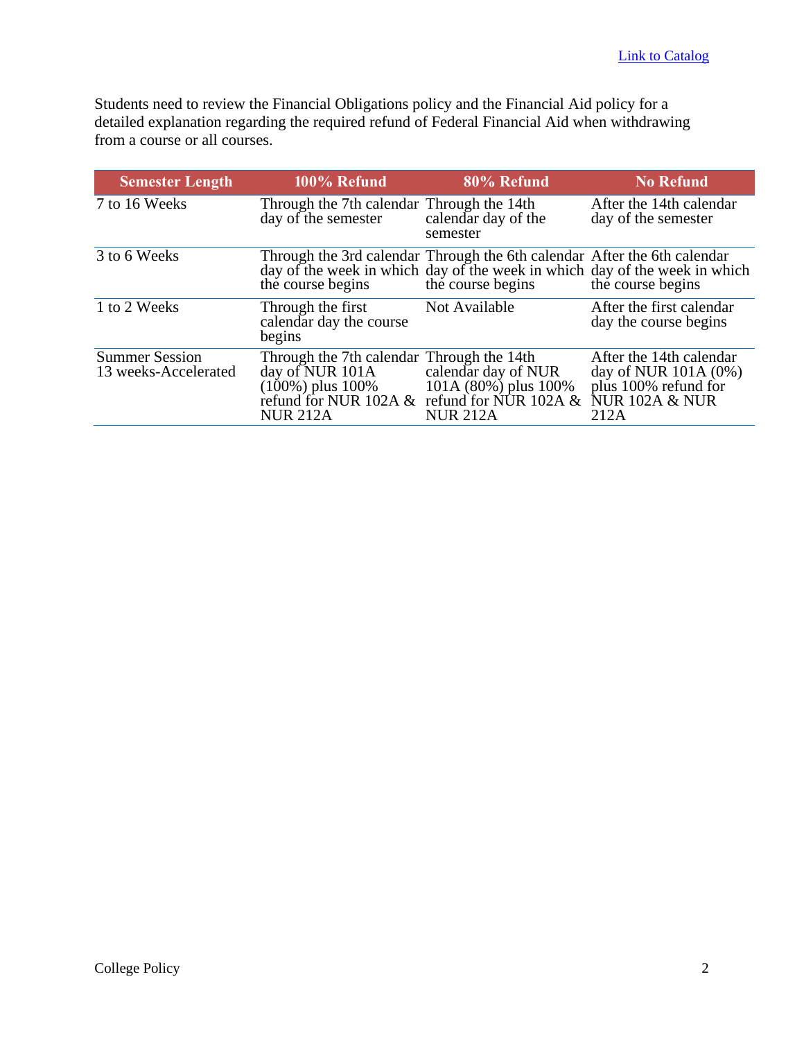[Link to Catalog]

Students need to review the Financial Obligations policy and the Financial Aid policy for a detailed explanation regarding the required refund of Federal Financial Aid when withdrawing from a course or all courses.

| Semester Length | 100% Refund | 80% Refund | No Refund |
| --- | --- | --- | --- |
| 7 to 16 Weeks | Through the 7th calendar day of the semester | Through the 14th calendar day of the semester | After the 14th calendar day of the semester |
| 3 to 6 Weeks | Through the 3rd calendar day of the week in which the course begins | Through the 6th calendar day of the week in which the course begins | After the 6th calendar day of the week in which the course begins |
| 1 to 2 Weeks | Through the first calendar day the course begins | Not Available | After the first calendar day the course begins |
| Summer Session 13 weeks-Accelerated | Through the 7th calendar day of NUR 101A (100%) plus 100% refund for NUR 102A & NUR 212A | Through the 14th calendar day of NUR 101A (80%) plus 100% refund for NUR 102A & NUR 212A | After the 14th calendar day of NUR 101A (0%) plus 100% refund for NUR 102A & NUR 212A |